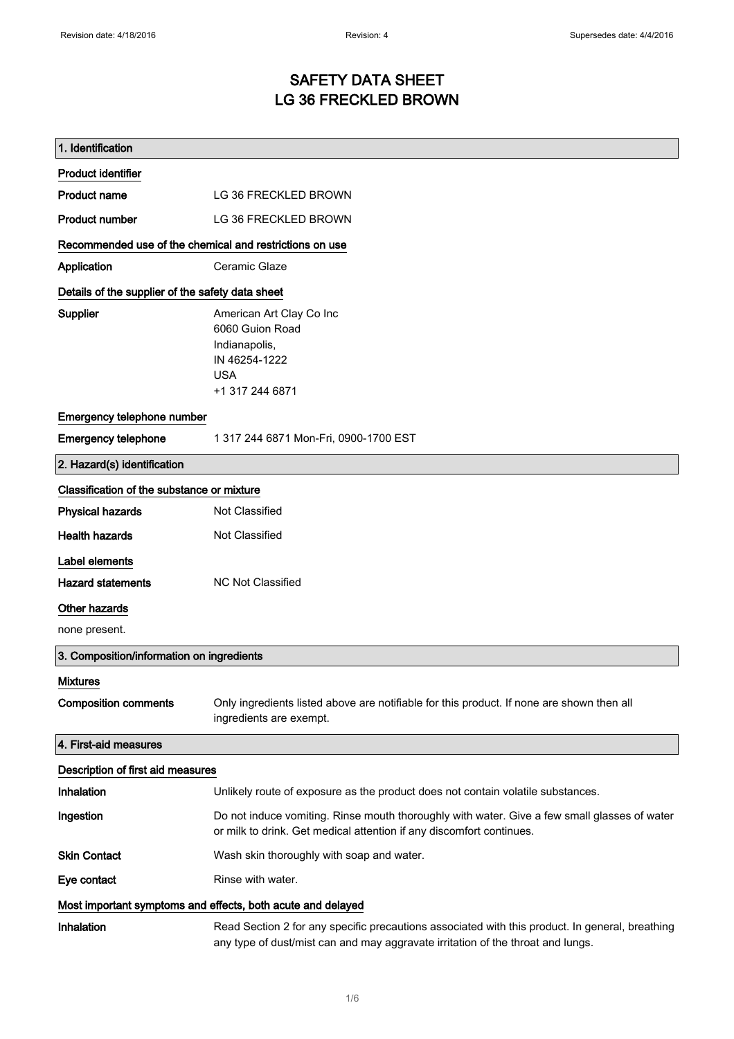# SAFETY DATA SHEET
# LG 36 FRECKLED BROWN

## 1. Identification

### Product identifier

| | |
|---|---|
| **Product name** | LG 36 FRECKLED BROWN |
| **Product number** | LG 36 FRECKLED BROWN |

### Recommended use of the chemical and restrictions on use

| | |
|---|---|
| **Application** | Ceramic Glaze |

### Details of the supplier of the safety data sheet

**Supplier**

American Art Clay Co Inc
6060 Guion Road
Indianapolis,
IN 46254-1222
USA
+1 317 244 6871

### Emergency telephone number

| | |
|---|---|
| **Emergency telephone** | 1 317 244 6871 Mon-Fri, 0900-1700 EST |

## 2. Hazard(s) identification

### Classification of the substance or mixture

| | |
|---|---|
| **Physical hazards** | Not Classified |
| **Health hazards** | Not Classified |

### Label elements

| | |
|---|---|
| **Hazard statements** | NC Not Classified |

### Other hazards

none present.

## 3. Composition/information on ingredients

### Mixtures

| | |
|---|---|
| **Composition comments** | Only ingredients listed above are notifiable for this product. If none are shown then all ingredients are exempt. |

## 4. First-aid measures

### Description of first aid measures

| | |
|---|---|
| **Inhalation** | Unlikely route of exposure as the product does not contain volatile substances. |
| **Ingestion** | Do not induce vomiting. Rinse mouth thoroughly with water. Give a few small glasses of water or milk to drink. Get medical attention if any discomfort continues. |
| **Skin Contact** | Wash skin thoroughly with soap and water. |
| **Eye contact** | Rinse with water. |

### Most important symptoms and effects, both acute and delayed

| | |
|---|---|
| **Inhalation** | Read Section 2 for any specific precautions associated with this product. In general, breathing any type of dust/mist can and may aggravate irritation of the throat and lungs. |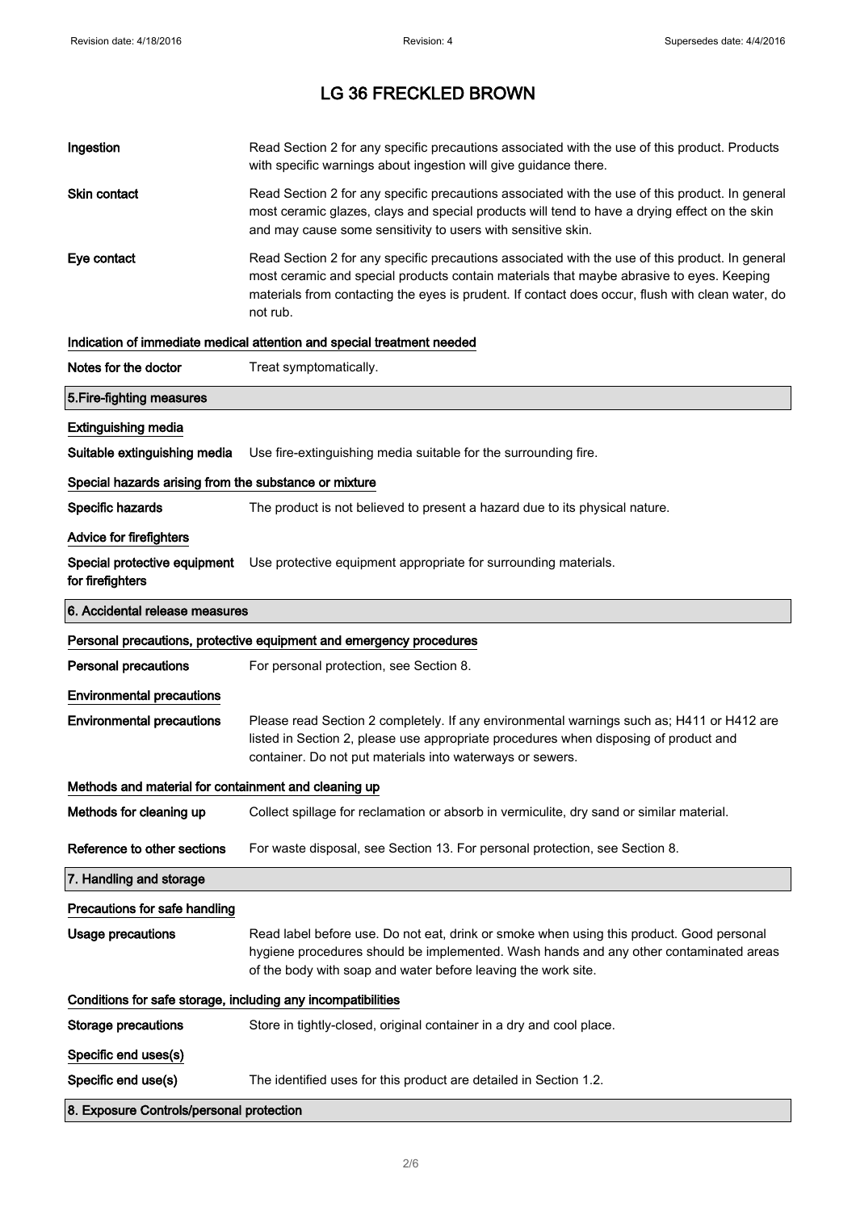| | |
|---|---|
| **Ingestion** | Read Section 2 for any specific precautions associated with the use of this product. Products with specific warnings about ingestion will give guidance there. |
| **Skin contact** | Read Section 2 for any specific precautions associated with the use of this product. In general most ceramic glazes, clays and special products will tend to have a drying effect on the skin and may cause some sensitivity to users with sensitive skin. |
| **Eye contact** | Read Section 2 for any specific precautions associated with the use of this product. In general most ceramic and special products contain materials that maybe abrasive to eyes. Keeping materials from contacting the eyes is prudent. If contact does occur, flush with clean water, do not rub. |

**Indication of immediate medical attention and special treatment needed**

| | |
|---|---|
| **Notes for the doctor** | Treat symptomatically. |

## 5.Fire-fighting measures

**Extinguishing media**

| | |
|---|---|
| **Suitable extinguishing media** | Use fire-extinguishing media suitable for the surrounding fire. |

**Special hazards arising from the substance or mixture**

| | |
|---|---|
| **Specific hazards** | The product is not believed to present a hazard due to its physical nature. |

**Advice for firefighters**

| | |
|---|---|
| **Special protective equipment for firefighters** | Use protective equipment appropriate for surrounding materials. |

## 6. Accidental release measures

**Personal precautions, protective equipment and emergency procedures**

| | |
|---|---|
| **Personal precautions** | For personal protection, see Section 8. |

**Environmental precautions**

| | |
|---|---|
| **Environmental precautions** | Please read Section 2 completely. If any environmental warnings such as; H411 or H412 are listed in Section 2, please use appropriate procedures when disposing of product and container. Do not put materials into waterways or sewers. |

**Methods and material for containment and cleaning up**

| | |
|---|---|
| **Methods for cleaning up** | Collect spillage for reclamation or absorb in vermiculite, dry sand or similar material. |
| **Reference to other sections** | For waste disposal, see Section 13. For personal protection, see Section 8. |

## 7. Handling and storage

**Precautions for safe handling**

| | |
|---|---|
| **Usage precautions** | Read label before use. Do not eat, drink or smoke when using this product. Good personal hygiene procedures should be implemented. Wash hands and any other contaminated areas of the body with soap and water before leaving the work site. |

**Conditions for safe storage, including any incompatibilities**

| | |
|---|---|
| **Storage precautions** | Store in tightly-closed, original container in a dry and cool place. |

**Specific end uses(s)**

| | |
|---|---|
| **Specific end use(s)** | The identified uses for this product are detailed in Section 1.2. |

## 8. Exposure Controls/personal protection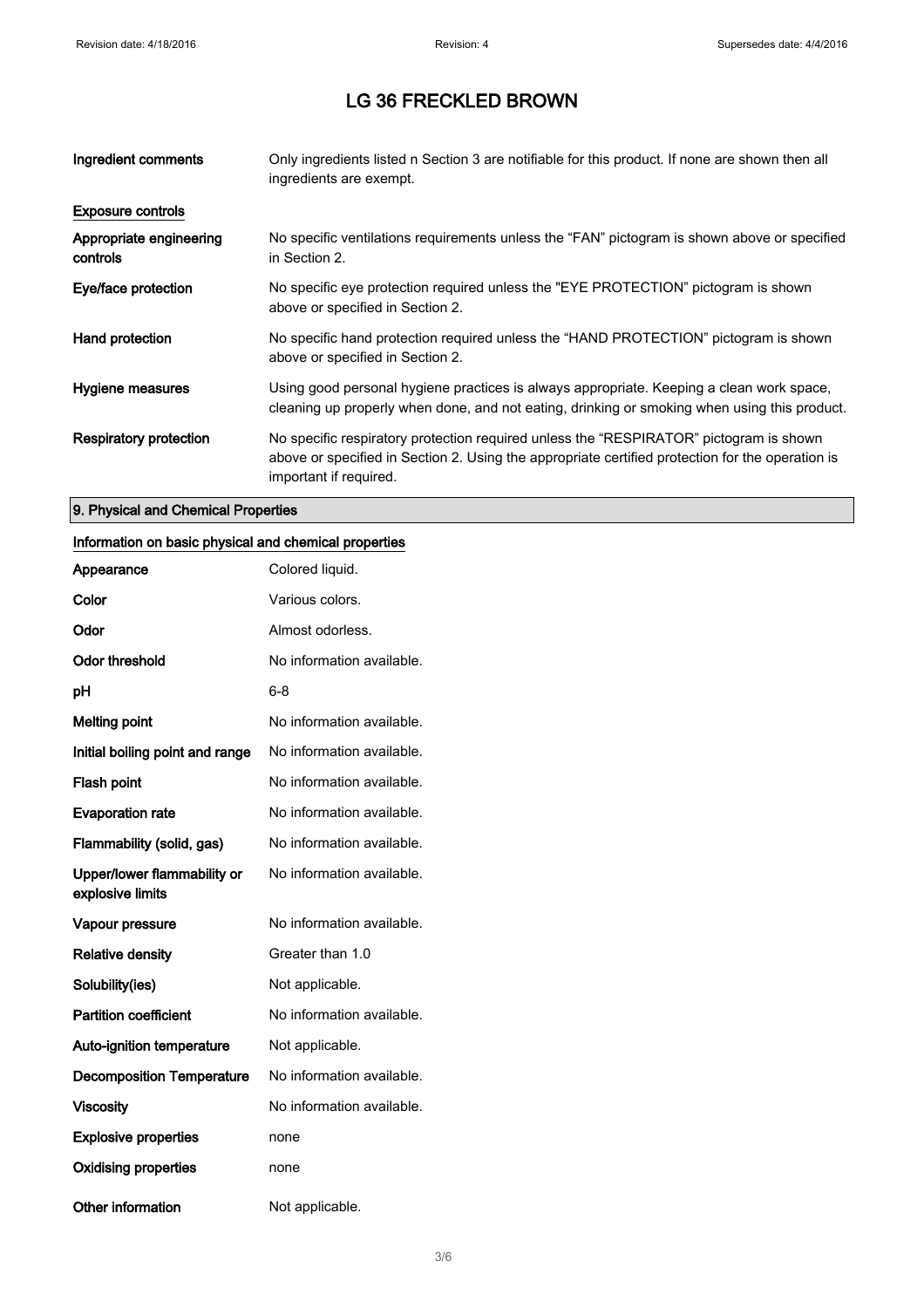# LG 36 FRECKLED BROWN

| | |
|---|---|
| **Ingredient comments** | Only ingredients listed n Section 3 are notifiable for this product. If none are shown then all ingredients are exempt. |

**Exposure controls**

| | |
|---|---|
| **Appropriate engineering controls** | No specific ventilations requirements unless the “FAN” pictogram is shown above or specified in Section 2. |
| **Eye/face protection** | No specific eye protection required unless the "EYE PROTECTION” pictogram is shown above or specified in Section 2. |
| **Hand protection** | No specific hand protection required unless the “HAND PROTECTION” pictogram is shown above or specified in Section 2. |
| **Hygiene measures** | Using good personal hygiene practices is always appropriate. Keeping a clean work space, cleaning up properly when done, and not eating, drinking or smoking when using this product. |
| **Respiratory protection** | No specific respiratory protection required unless the “RESPIRATOR” pictogram is shown above or specified in Section 2. Using the appropriate certified protection for the operation is important if required. |

## 9. Physical and Chemical Properties

**Information on basic physical and chemical properties**

| | |
|---|---|
| **Appearance** | Colored liquid. |
| **Color** | Various colors. |
| **Odor** | Almost odorless. |
| **Odor threshold** | No information available. |
| **pH** | 6-8 |
| **Melting point** | No information available. |
| **Initial boiling point and range** | No information available. |
| **Flash point** | No information available. |
| **Evaporation rate** | No information available. |
| **Flammability (solid, gas)** | No information available. |
| **Upper/lower flammability or explosive limits** | No information available. |
| **Vapour pressure** | No information available. |
| **Relative density** | Greater than 1.0 |
| **Solubility(ies)** | Not applicable. |
| **Partition coefficient** | No information available. |
| **Auto-ignition temperature** | Not applicable. |
| **Decomposition Temperature** | No information available. |
| **Viscosity** | No information available. |
| **Explosive properties** | none |
| **Oxidising properties** | none |
| **Other information** | Not applicable. |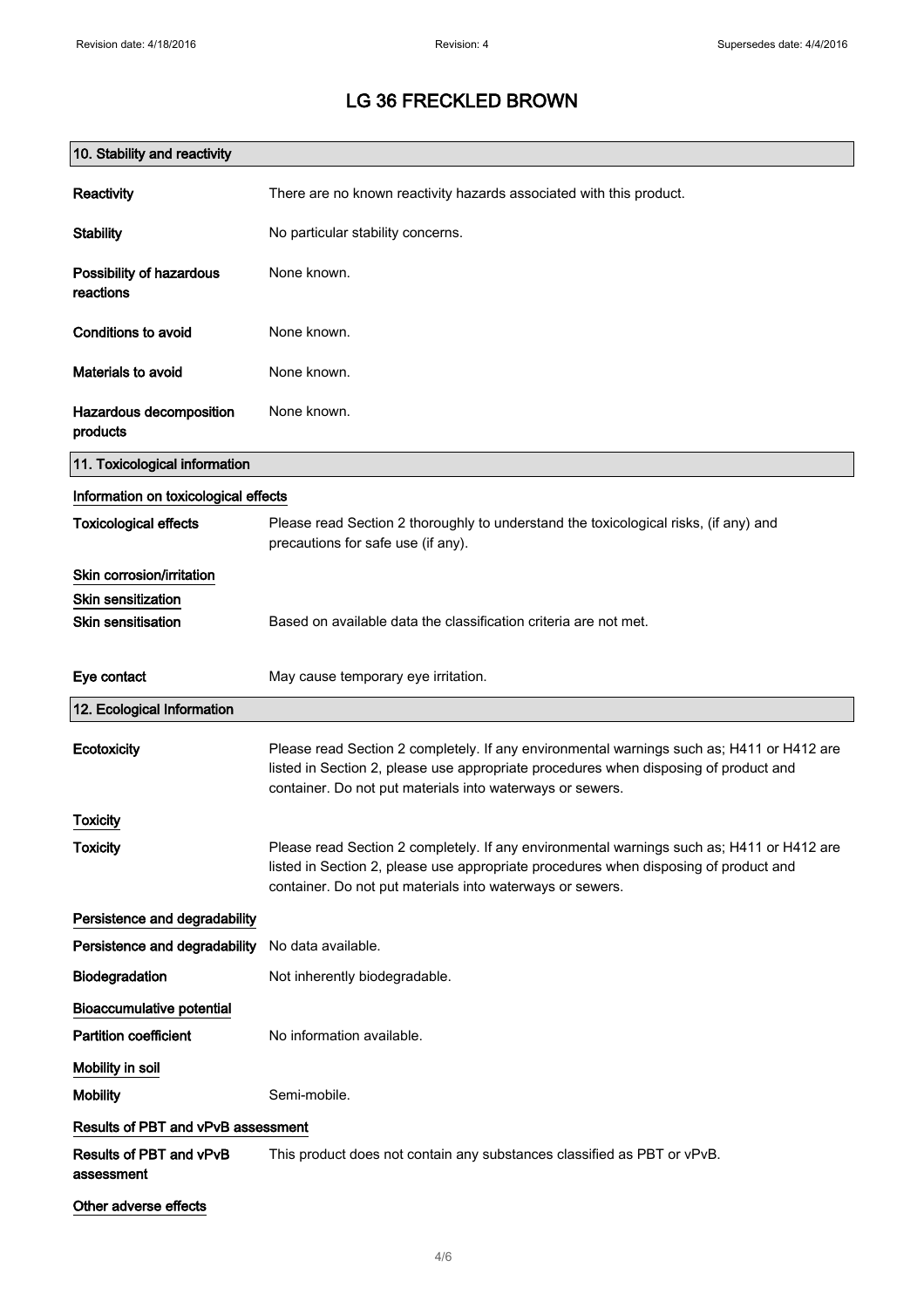# LG 36 FRECKLED BROWN

## 10. Stability and reactivity

**Reactivity** There are no known reactivity hazards associated with this product.

**Stability** No particular stability concerns.

**Possibility of hazardous reactions** None known.

**Conditions to avoid** None known.

**Materials to avoid** None known.

**Hazardous decomposition products** None known.

## 11. Toxicological information

### Information on toxicological effects

**Toxicological effects** Please read Section 2 thoroughly to understand the toxicological risks, (if any) and precautions for safe use (if any).

### Skin corrosion/irritation

### Skin sensitization

**Skin sensitisation** Based on available data the classification criteria are not met.

**Eye contact** May cause temporary eye irritation.

## 12. Ecological Information

**Ecotoxicity** Please read Section 2 completely. If any environmental warnings such as; H411 or H412 are listed in Section 2, please use appropriate procedures when disposing of product and container. Do not put materials into waterways or sewers.

### Toxicity

**Toxicity** Please read Section 2 completely. If any environmental warnings such as; H411 or H412 are listed in Section 2, please use appropriate procedures when disposing of product and container. Do not put materials into waterways or sewers.

### Persistence and degradability

**Persistence and degradability** No data available.

**Biodegradation** Not inherently biodegradable.

### Bioaccumulative potential

**Partition coefficient** No information available.

### Mobility in soil

**Mobility** Semi-mobile.

### Results of PBT and vPvB assessment

**Results of PBT and vPvB assessment** This product does not contain any substances classified as PBT or vPvB.

### Other adverse effects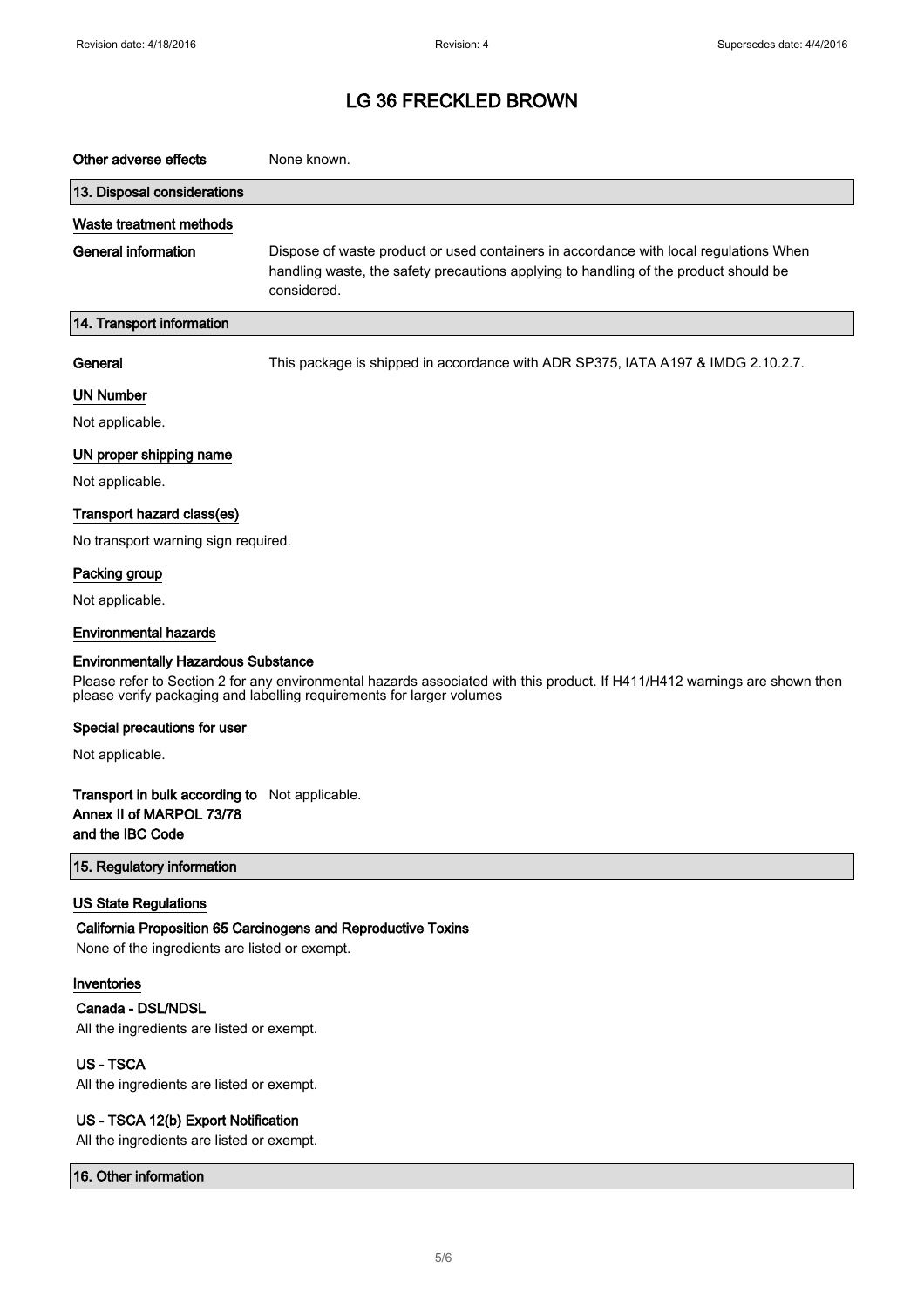# LG 36 FRECKLED BROWN

**Other adverse effects** None known.

## 13. Disposal considerations

### Waste treatment methods

**General information** Dispose of waste product or used containers in accordance with local regulations When handling waste, the safety precautions applying to handling of the product should be considered.

## 14. Transport information

**General** This package is shipped in accordance with ADR SP375, IATA A197 & IMDG 2.10.2.7.

### UN Number

Not applicable.

### UN proper shipping name

Not applicable.

### Transport hazard class(es)

No transport warning sign required.

### Packing group

Not applicable.

### Environmental hazards

**Environmentally Hazardous Substance**

Please refer to Section 2 for any environmental hazards associated with this product. If H411/H412 warnings are shown then please verify packaging and labelling requirements for larger volumes

### Special precautions for user

Not applicable.

**Transport in bulk according to Annex II of MARPOL 73/78 and the IBC Code** Not applicable.

## 15. Regulatory information

### US State Regulations

**California Proposition 65 Carcinogens and Reproductive Toxins**

None of the ingredients are listed or exempt.

### Inventories

**Canada - DSL/NDSL**

All the ingredients are listed or exempt.

**US - TSCA**

All the ingredients are listed or exempt.

**US - TSCA 12(b) Export Notification**

All the ingredients are listed or exempt.

## 16. Other information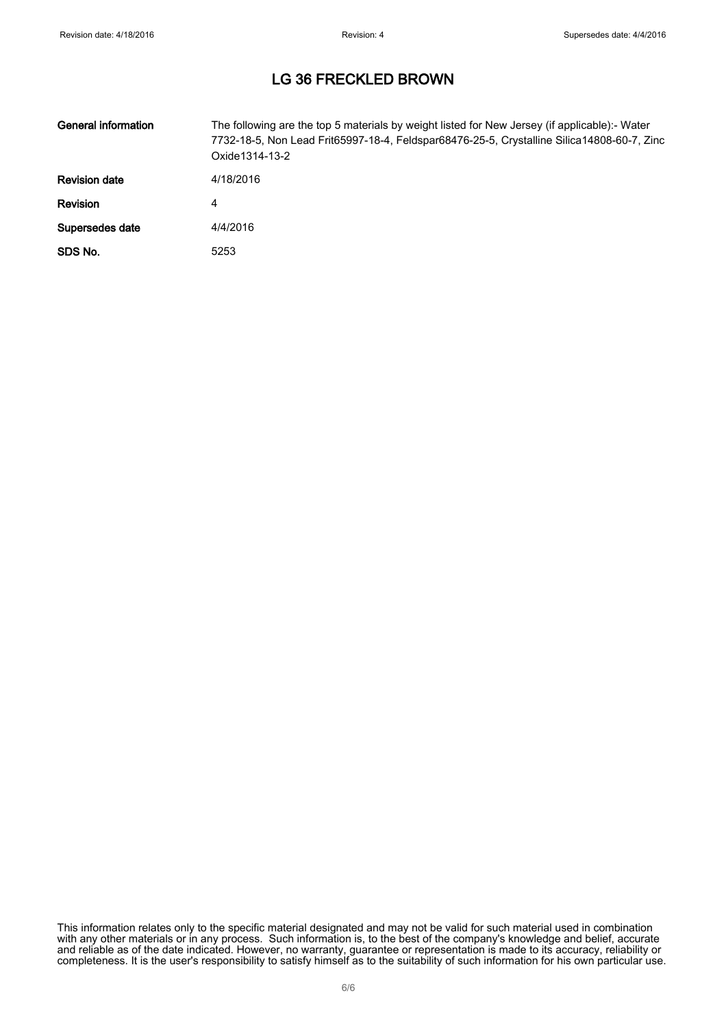# LG 36 FRECKLED BROWN

| | |
|---|---|
| **General information** | The following are the top 5 materials by weight listed for New Jersey (if applicable):- Water 7732-18-5, Non Lead Frit65997-18-4, Feldspar68476-25-5, Crystalline Silica14808-60-7, Zinc Oxide1314-13-2 |
| **Revision date** | 4/18/2016 |
| **Revision** | 4 |
| **Supersedes date** | 4/4/2016 |
| **SDS No.** | 5253 |

This information relates only to the specific material designated and may not be valid for such material used in combination with any other materials or in any process. Such information is, to the best of the company's knowledge and belief, accurate and reliable as of the date indicated. However, no warranty, guarantee or representation is made to its accuracy, reliability or completeness. It is the user's responsibility to satisfy himself as to the suitability of such information for his own particular use.